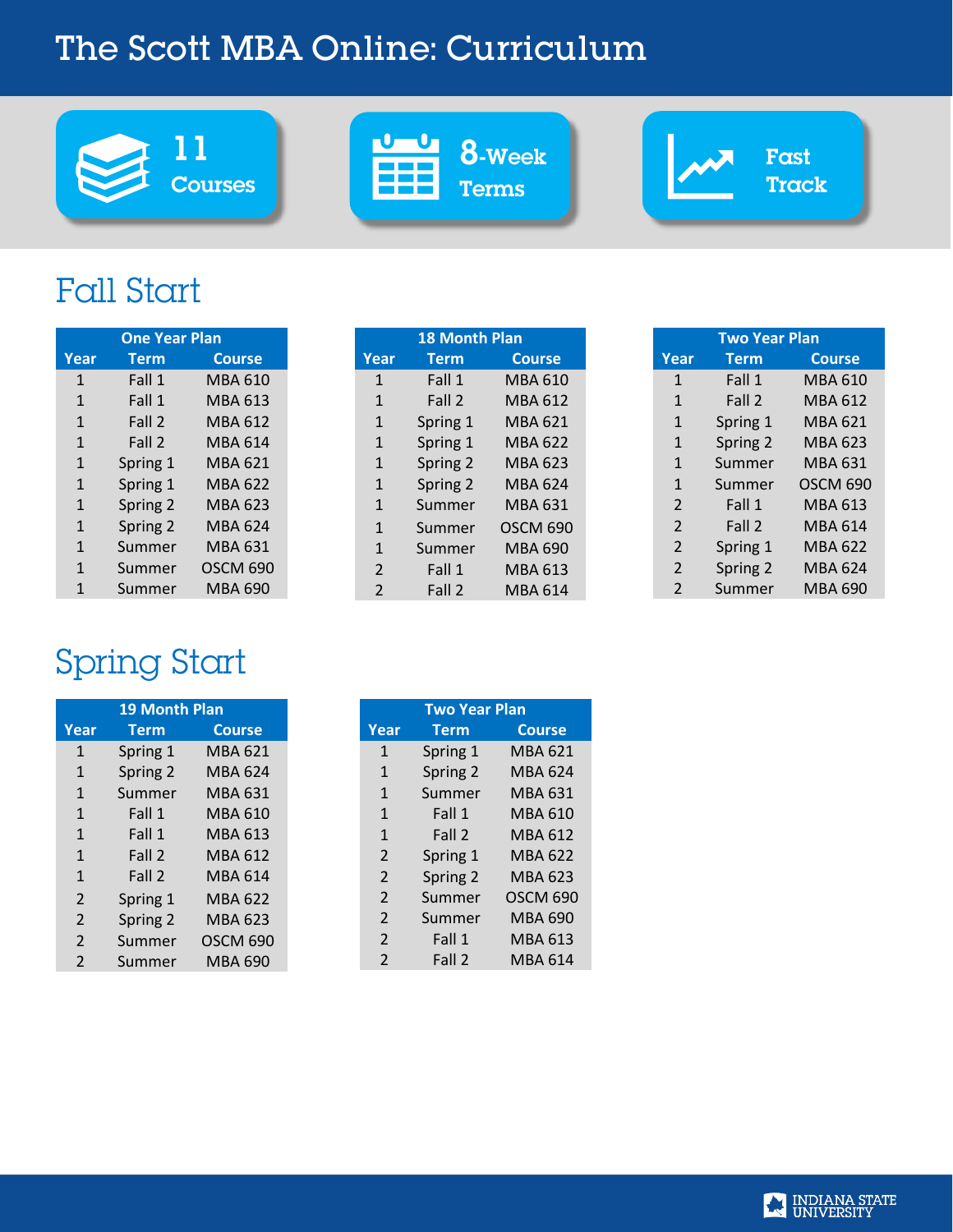# The Scott MBA Online: Curriculum

**11 Courses**

**8-Week Terms**

**Fast Track**

## Fall Start

| One Year Plan | | |
|---|---|---|
| **Year** | **Term** | **Course** |
| 1 | Fall 1 | MBA 610 |
| 1 | Fall 1 | MBA 613 |
| 1 | Fall 2 | MBA 612 |
| 1 | Fall 2 | MBA 614 |
| 1 | Spring 1 | MBA 621 |
| 1 | Spring 1 | MBA 622 |
| 1 | Spring 2 | MBA 623 |
| 1 | Spring 2 | MBA 624 |
| 1 | Summer | MBA 631 |
| 1 | Summer | OSCM 690 |
| 1 | Summer | MBA 690 |

| 18 Month Plan | | |
|---|---|---|
| **Year** | **Term** | **Course** |
| 1 | Fall 1 | MBA 610 |
| 1 | Fall 2 | MBA 612 |
| 1 | Spring 1 | MBA 621 |
| 1 | Spring 1 | MBA 622 |
| 1 | Spring 2 | MBA 623 |
| 1 | Spring 2 | MBA 624 |
| 1 | Summer | MBA 631 |
| 1 | Summer | OSCM 690 |
| 1 | Summer | MBA 690 |
| 2 | Fall 1 | MBA 613 |
| 2 | Fall 2 | MBA 614 |

| Two Year Plan | | |
|---|---|---|
| **Year** | **Term** | **Course** |
| 1 | Fall 1 | MBA 610 |
| 1 | Fall 2 | MBA 612 |
| 1 | Spring 1 | MBA 621 |
| 1 | Spring 2 | MBA 623 |
| 1 | Summer | MBA 631 |
| 1 | Summer | OSCM 690 |
| 2 | Fall 1 | MBA 613 |
| 2 | Fall 2 | MBA 614 |
| 2 | Spring 1 | MBA 622 |
| 2 | Spring 2 | MBA 624 |
| 2 | Summer | MBA 690 |

## Spring Start

| 19 Month Plan | | |
|---|---|---|
| **Year** | **Term** | **Course** |
| 1 | Spring 1 | MBA 621 |
| 1 | Spring 2 | MBA 624 |
| 1 | Summer | MBA 631 |
| 1 | Fall 1 | MBA 610 |
| 1 | Fall 1 | MBA 613 |
| 1 | Fall 2 | MBA 612 |
| 1 | Fall 2 | MBA 614 |
| 2 | Spring 1 | MBA 622 |
| 2 | Spring 2 | MBA 623 |
| 2 | Summer | OSCM 690 |
| 2 | Summer | MBA 690 |

| Two Year Plan | | |
|---|---|---|
| **Year** | **Term** | **Course** |
| 1 | Spring 1 | MBA 621 |
| 1 | Spring 2 | MBA 624 |
| 1 | Summer | MBA 631 |
| 1 | Fall 1 | MBA 610 |
| 1 | Fall 2 | MBA 612 |
| 2 | Spring 1 | MBA 622 |
| 2 | Spring 2 | MBA 623 |
| 2 | Summer | OSCM 690 |
| 2 | Summer | MBA 690 |
| 2 | Fall 1 | MBA 613 |
| 2 | Fall 2 | MBA 614 |

INDIANA STATE UNIVERSITY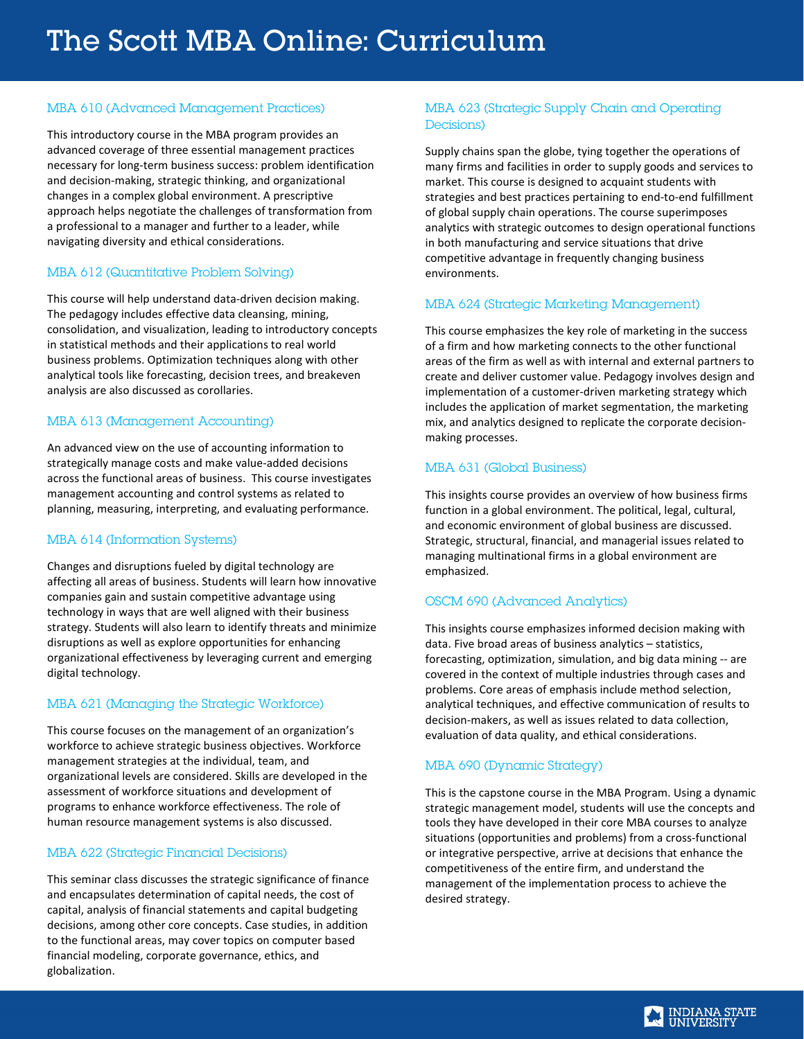# The Scott MBA Online: Curriculum

### MBA 610 (Advanced Management Practices)

This introductory course in the MBA program provides an advanced coverage of three essential management practices necessary for long-term business success: problem identification and decision-making, strategic thinking, and organizational changes in a complex global environment. A prescriptive approach helps negotiate the challenges of transformation from a professional to a manager and further to a leader, while navigating diversity and ethical considerations.

### MBA 612 (Quantitative Problem Solving)

This course will help understand data-driven decision making. The pedagogy includes effective data cleansing, mining, consolidation, and visualization, leading to introductory concepts in statistical methods and their applications to real world business problems. Optimization techniques along with other analytical tools like forecasting, decision trees, and breakeven analysis are also discussed as corollaries.

### MBA 613 (Management Accounting)

An advanced view on the use of accounting information to strategically manage costs and make value-added decisions across the functional areas of business. This course investigates management accounting and control systems as related to planning, measuring, interpreting, and evaluating performance.

### MBA 614 (Information Systems)

Changes and disruptions fueled by digital technology are affecting all areas of business. Students will learn how innovative companies gain and sustain competitive advantage using technology in ways that are well aligned with their business strategy. Students will also learn to identify threats and minimize disruptions as well as explore opportunities for enhancing organizational effectiveness by leveraging current and emerging digital technology.

### MBA 621 (Managing the Strategic Workforce)

This course focuses on the management of an organization's workforce to achieve strategic business objectives. Workforce management strategies at the individual, team, and organizational levels are considered. Skills are developed in the assessment of workforce situations and development of programs to enhance workforce effectiveness. The role of human resource management systems is also discussed.

### MBA 622 (Strategic Financial Decisions)

This seminar class discusses the strategic significance of finance and encapsulates determination of capital needs, the cost of capital, analysis of financial statements and capital budgeting decisions, among other core concepts. Case studies, in addition to the functional areas, may cover topics on computer based financial modeling, corporate governance, ethics, and globalization.

### MBA 623 (Strategic Supply Chain and Operating Decisions)

Supply chains span the globe, tying together the operations of many firms and facilities in order to supply goods and services to market. This course is designed to acquaint students with strategies and best practices pertaining to end-to-end fulfillment of global supply chain operations. The course superimposes analytics with strategic outcomes to design operational functions in both manufacturing and service situations that drive competitive advantage in frequently changing business environments.

### MBA 624 (Strategic Marketing Management)

This course emphasizes the key role of marketing in the success of a firm and how marketing connects to the other functional areas of the firm as well as with internal and external partners to create and deliver customer value. Pedagogy involves design and implementation of a customer-driven marketing strategy which includes the application of market segmentation, the marketing mix, and analytics designed to replicate the corporate decision-making processes.

### MBA 631 (Global Business)

This insights course provides an overview of how business firms function in a global environment. The political, legal, cultural, and economic environment of global business are discussed. Strategic, structural, financial, and managerial issues related to managing multinational firms in a global environment are emphasized.

### OSCM 690 (Advanced Analytics)

This insights course emphasizes informed decision making with data. Five broad areas of business analytics – statistics, forecasting, optimization, simulation, and big data mining -- are covered in the context of multiple industries through cases and problems. Core areas of emphasis include method selection, analytical techniques, and effective communication of results to decision-makers, as well as issues related to data collection, evaluation of data quality, and ethical considerations.

### MBA 690 (Dynamic Strategy)

This is the capstone course in the MBA Program. Using a dynamic strategic management model, students will use the concepts and tools they have developed in their core MBA courses to analyze situations (opportunities and problems) from a cross-functional or integrative perspective, arrive at decisions that enhance the competitiveness of the entire firm, and understand the management of the implementation process to achieve the desired strategy.

INDIANA STATE UNIVERSITY